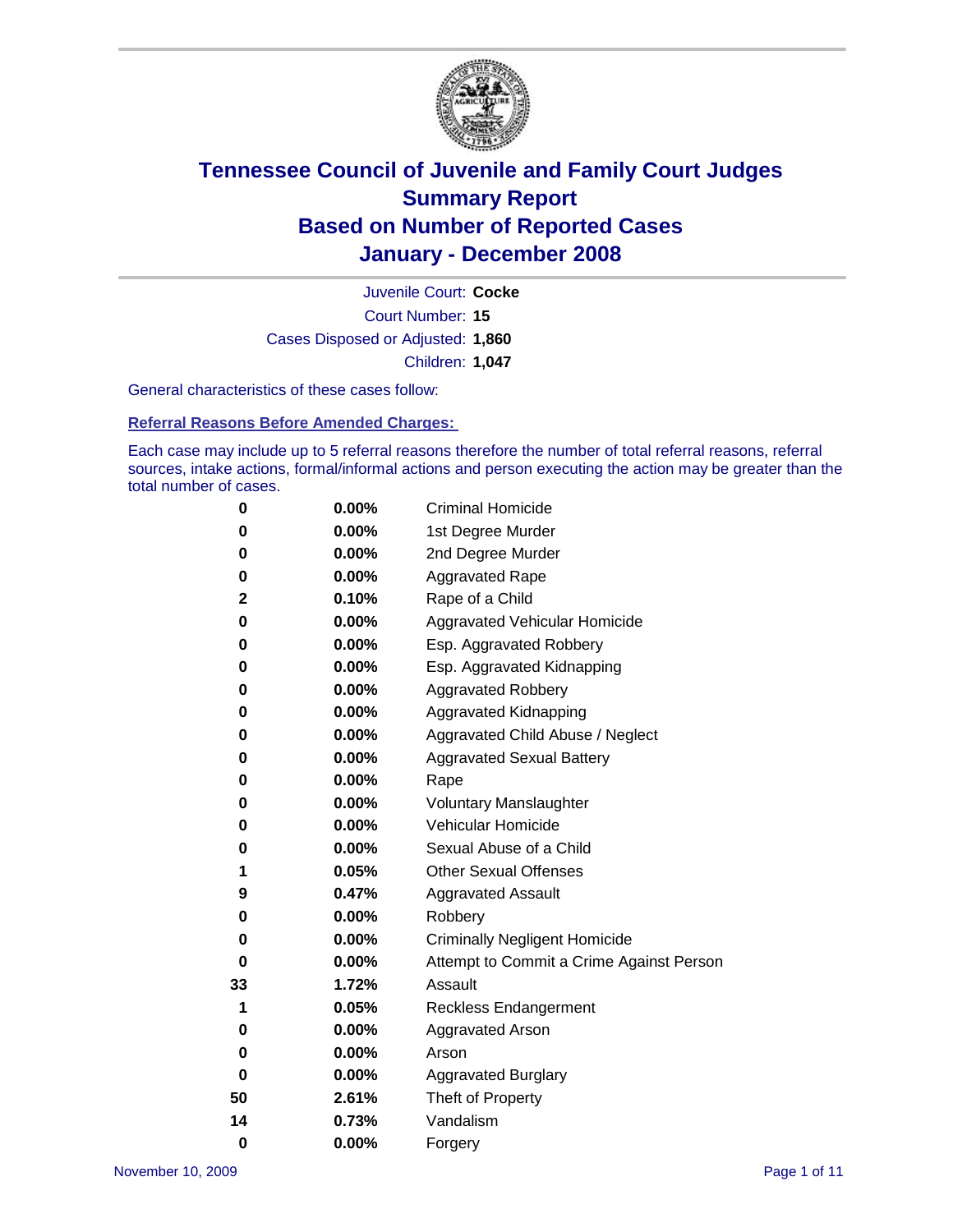# Tennessee Council of Juvenile and Family Court Judges
# Summary Report
# Based on Number of Reported Cases
# January - December 2008

Juvenile Court: **Cocke**
Court Number: **15**
Cases Disposed or Adjusted: **1,860**
Children: **1,047**

General characteristics of these cases follow:

**Referral Reasons Before Amended Charges:**

Each case may include up to 5 referral reasons therefore the number of total referral reasons, referral sources, intake actions, formal/informal actions and person executing the action may be greater than the total number of cases.

| Count | Percent | Referral Reason |
|---|---|---|
| 0 | 0.00% | Criminal Homicide |
| 0 | 0.00% | 1st Degree Murder |
| 0 | 0.00% | 2nd Degree Murder |
| 0 | 0.00% | Aggravated Rape |
| 2 | 0.10% | Rape of a Child |
| 0 | 0.00% | Aggravated Vehicular Homicide |
| 0 | 0.00% | Esp. Aggravated Robbery |
| 0 | 0.00% | Esp. Aggravated Kidnapping |
| 0 | 0.00% | Aggravated Robbery |
| 0 | 0.00% | Aggravated Kidnapping |
| 0 | 0.00% | Aggravated Child Abuse / Neglect |
| 0 | 0.00% | Aggravated Sexual Battery |
| 0 | 0.00% | Rape |
| 0 | 0.00% | Voluntary Manslaughter |
| 0 | 0.00% | Vehicular Homicide |
| 0 | 0.00% | Sexual Abuse of a Child |
| 1 | 0.05% | Other Sexual Offenses |
| 9 | 0.47% | Aggravated Assault |
| 0 | 0.00% | Robbery |
| 0 | 0.00% | Criminally Negligent Homicide |
| 0 | 0.00% | Attempt to Commit a Crime Against Person |
| 33 | 1.72% | Assault |
| 1 | 0.05% | Reckless Endangerment |
| 0 | 0.00% | Aggravated Arson |
| 0 | 0.00% | Arson |
| 0 | 0.00% | Aggravated Burglary |
| 50 | 2.61% | Theft of Property |
| 14 | 0.73% | Vandalism |
| 0 | 0.00% | Forgery |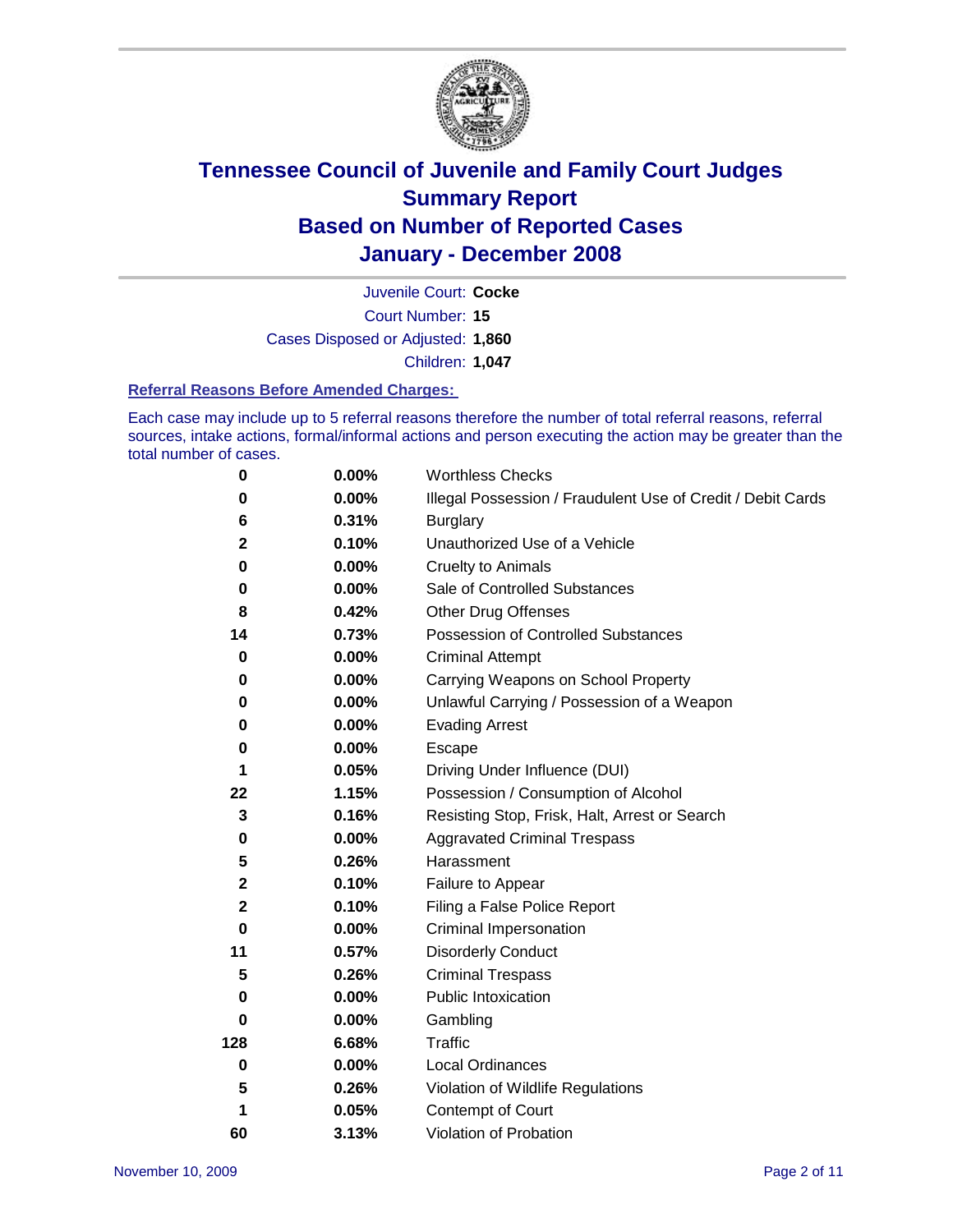# Tennessee Council of Juvenile and Family Court Judges Summary Report Based on Number of Reported Cases January - December 2008

Juvenile Court: **Cocke**

Court Number: **15**

Cases Disposed or Adjusted: **1,860**

Children: **1,047**

### Referral Reasons Before Amended Charges:

Each case may include up to 5 referral reasons therefore the number of total referral reasons, referral sources, intake actions, formal/informal actions and person executing the action may be greater than the total number of cases.

| Count | Percent | Reason |
|---|---|---|
| 0 | 0.00% | Worthless Checks |
| 0 | 0.00% | Illegal Possession / Fraudulent Use of Credit / Debit Cards |
| 6 | 0.31% | Burglary |
| 2 | 0.10% | Unauthorized Use of a Vehicle |
| 0 | 0.00% | Cruelty to Animals |
| 0 | 0.00% | Sale of Controlled Substances |
| 8 | 0.42% | Other Drug Offenses |
| 14 | 0.73% | Possession of Controlled Substances |
| 0 | 0.00% | Criminal Attempt |
| 0 | 0.00% | Carrying Weapons on School Property |
| 0 | 0.00% | Unlawful Carrying / Possession of a Weapon |
| 0 | 0.00% | Evading Arrest |
| 0 | 0.00% | Escape |
| 1 | 0.05% | Driving Under Influence (DUI) |
| 22 | 1.15% | Possession / Consumption of Alcohol |
| 3 | 0.16% | Resisting Stop, Frisk, Halt, Arrest or Search |
| 0 | 0.00% | Aggravated Criminal Trespass |
| 5 | 0.26% | Harassment |
| 2 | 0.10% | Failure to Appear |
| 2 | 0.10% | Filing a False Police Report |
| 0 | 0.00% | Criminal Impersonation |
| 11 | 0.57% | Disorderly Conduct |
| 5 | 0.26% | Criminal Trespass |
| 0 | 0.00% | Public Intoxication |
| 0 | 0.00% | Gambling |
| 128 | 6.68% | Traffic |
| 0 | 0.00% | Local Ordinances |
| 5 | 0.26% | Violation of Wildlife Regulations |
| 1 | 0.05% | Contempt of Court |
| 60 | 3.13% | Violation of Probation |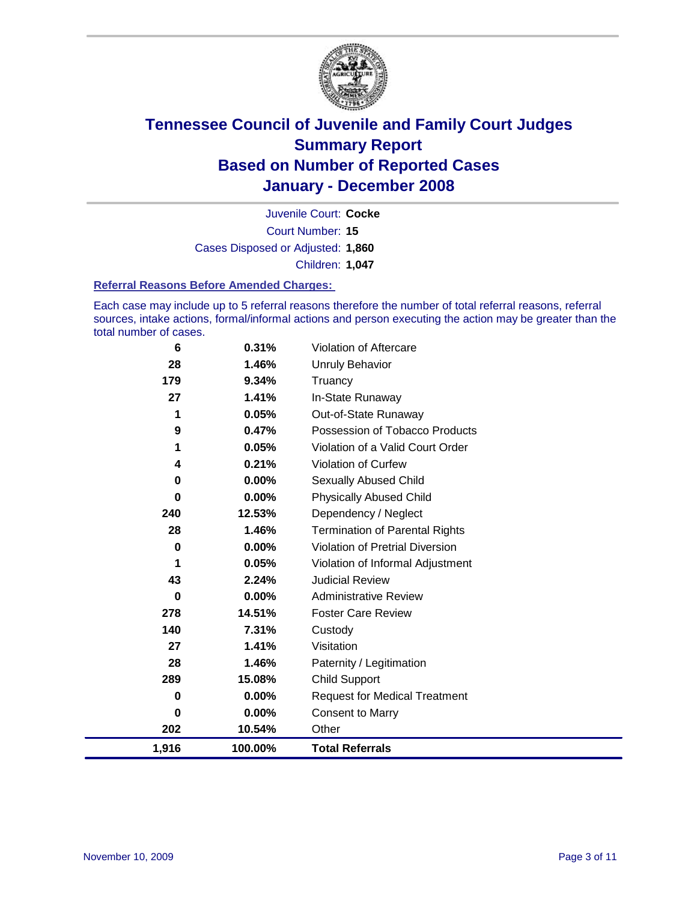# Tennessee Council of Juvenile and Family Court Judges
## Summary Report
## Based on Number of Reported Cases
## January - December 2008

Juvenile Court: **Cocke**
Court Number: **15**
Cases Disposed or Adjusted: **1,860**
Children: **1,047**

### Referral Reasons Before Amended Charges:

Each case may include up to 5 referral reasons therefore the number of total referral reasons, referral sources, intake actions, formal/informal actions and person executing the action may be greater than the total number of cases.

| Count | Percent | Referral Reason |
|---|---|---|
| 6 | 0.31% | Violation of Aftercare |
| 28 | 1.46% | Unruly Behavior |
| 179 | 9.34% | Truancy |
| 27 | 1.41% | In-State Runaway |
| 1 | 0.05% | Out-of-State Runaway |
| 9 | 0.47% | Possession of Tobacco Products |
| 1 | 0.05% | Violation of a Valid Court Order |
| 4 | 0.21% | Violation of Curfew |
| 0 | 0.00% | Sexually Abused Child |
| 0 | 0.00% | Physically Abused Child |
| 240 | 12.53% | Dependency / Neglect |
| 28 | 1.46% | Termination of Parental Rights |
| 0 | 0.00% | Violation of Pretrial Diversion |
| 1 | 0.05% | Violation of Informal Adjustment |
| 43 | 2.24% | Judicial Review |
| 0 | 0.00% | Administrative Review |
| 278 | 14.51% | Foster Care Review |
| 140 | 7.31% | Custody |
| 27 | 1.41% | Visitation |
| 28 | 1.46% | Paternity / Legitimation |
| 289 | 15.08% | Child Support |
| 0 | 0.00% | Request for Medical Treatment |
| 0 | 0.00% | Consent to Marry |
| 202 | 10.54% | Other |
| **1,916** | **100.00%** | **Total Referrals** |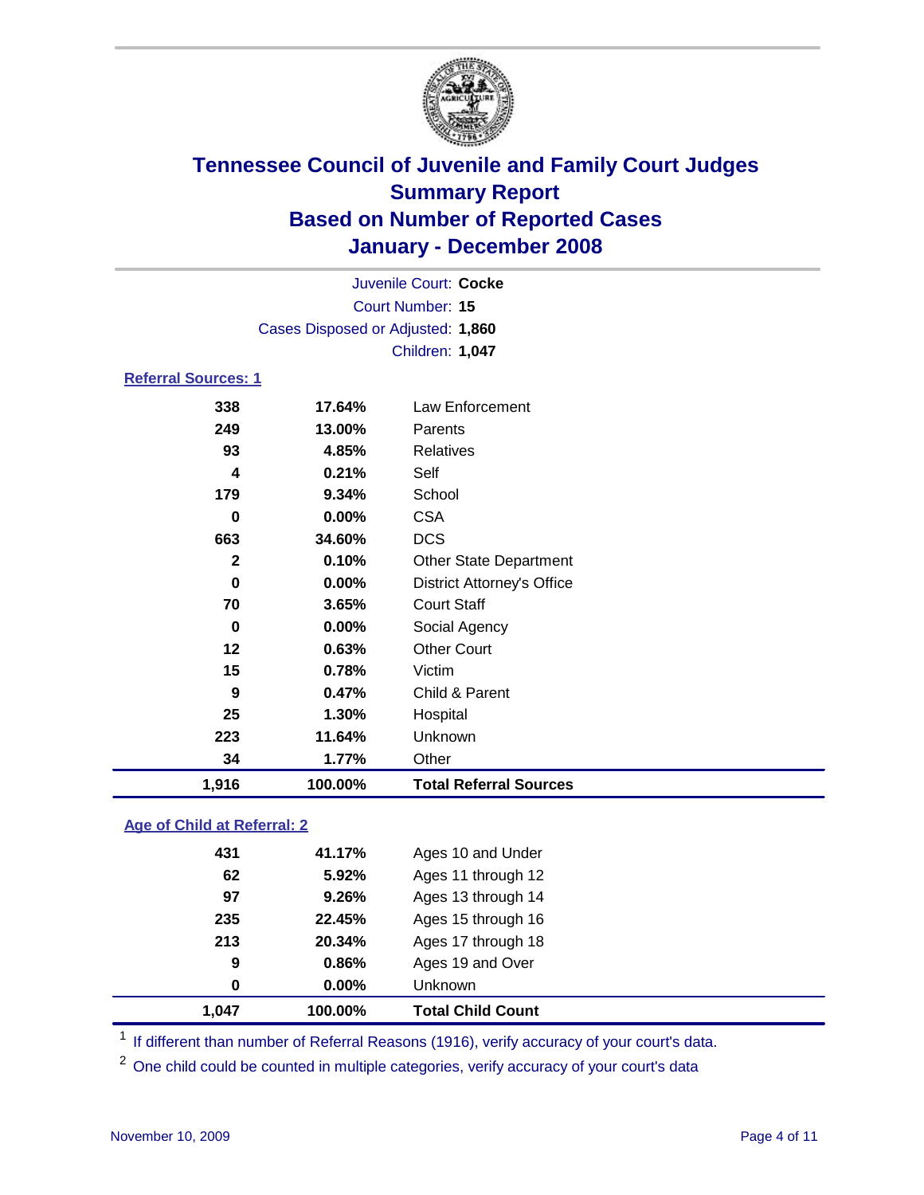# Tennessee Council of Juvenile and Family Court Judges
## Summary Report
## Based on Number of Reported Cases
## January - December 2008

Juvenile Court: **Cocke**
Court Number: **15**
Cases Disposed or Adjusted: **1,860**
Children: **1,047**

### Referral Sources: 1

| | | |
|---|---|---|
| 338 | 17.64% | Law Enforcement |
| 249 | 13.00% | Parents |
| 93 | 4.85% | Relatives |
| 4 | 0.21% | Self |
| 179 | 9.34% | School |
| 0 | 0.00% | CSA |
| 663 | 34.60% | DCS |
| 2 | 0.10% | Other State Department |
| 0 | 0.00% | District Attorney's Office |
| 70 | 3.65% | Court Staff |
| 0 | 0.00% | Social Agency |
| 12 | 0.63% | Other Court |
| 15 | 0.78% | Victim |
| 9 | 0.47% | Child & Parent |
| 25 | 1.30% | Hospital |
| 223 | 11.64% | Unknown |
| 34 | 1.77% | Other |
| **1,916** | **100.00%** | **Total Referral Sources** |

### Age of Child at Referral: 2

| | | |
|---|---|---|
| 431 | 41.17% | Ages 10 and Under |
| 62 | 5.92% | Ages 11 through 12 |
| 97 | 9.26% | Ages 13 through 14 |
| 235 | 22.45% | Ages 15 through 16 |
| 213 | 20.34% | Ages 17 through 18 |
| 9 | 0.86% | Ages 19 and Over |
| 0 | 0.00% | Unknown |
| **1,047** | **100.00%** | **Total Child Count** |

[1] If different than number of Referral Reasons (1916), verify accuracy of your court's data.

[2] One child could be counted in multiple categories, verify accuracy of your court's data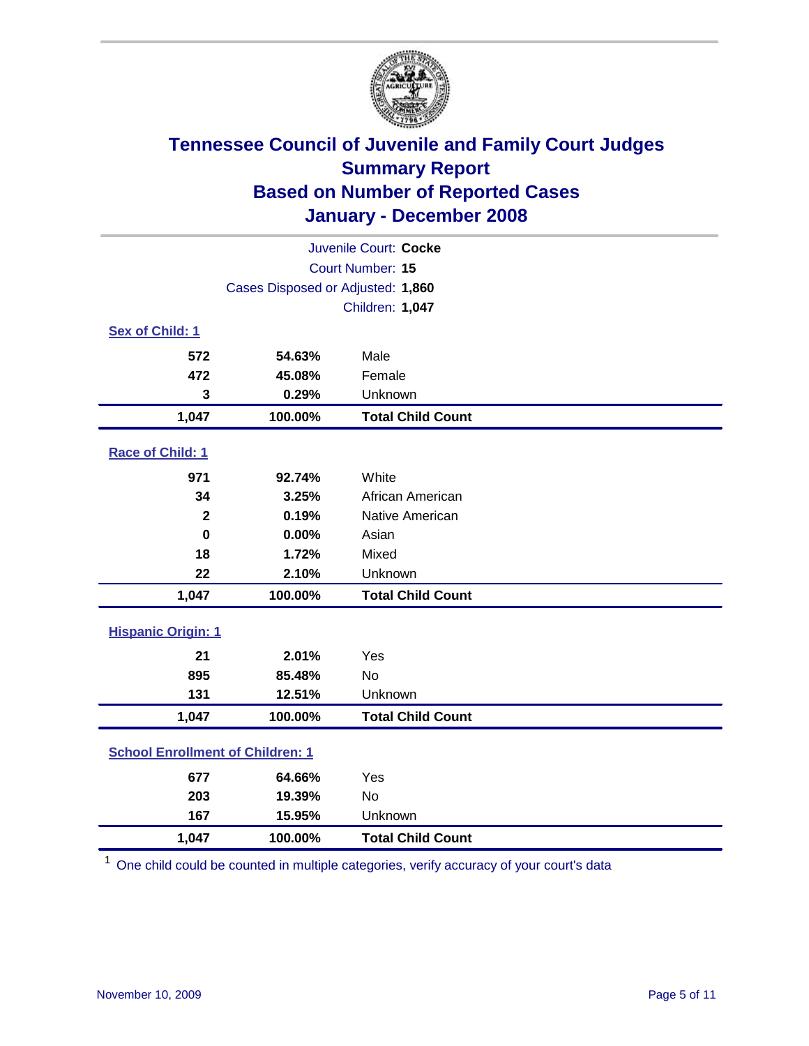# Tennessee Council of Juvenile and Family Court Judges
## Summary Report
## Based on Number of Reported Cases
## January - December 2008

Juvenile Court: **Cocke**
Court Number: **15**
Cases Disposed or Adjusted: **1,860**
Children: **1,047**

### Sex of Child: 1

| | | |
|---|---|---|
| 572 | 54.63% | Male |
| 472 | 45.08% | Female |
| 3 | 0.29% | Unknown |
| **1,047** | **100.00%** | **Total Child Count** |

### Race of Child: 1

| | | |
|---|---|---|
| 971 | 92.74% | White |
| 34 | 3.25% | African American |
| 2 | 0.19% | Native American |
| 0 | 0.00% | Asian |
| 18 | 1.72% | Mixed |
| 22 | 2.10% | Unknown |
| **1,047** | **100.00%** | **Total Child Count** |

### Hispanic Origin: 1

| | | |
|---|---|---|
| 21 | 2.01% | Yes |
| 895 | 85.48% | No |
| 131 | 12.51% | Unknown |
| **1,047** | **100.00%** | **Total Child Count** |

### School Enrollment of Children: 1

| | | |
|---|---|---|
| 677 | 64.66% | Yes |
| 203 | 19.39% | No |
| 167 | 15.95% | Unknown |
| **1,047** | **100.00%** | **Total Child Count** |

[1] One child could be counted in multiple categories, verify accuracy of your court's data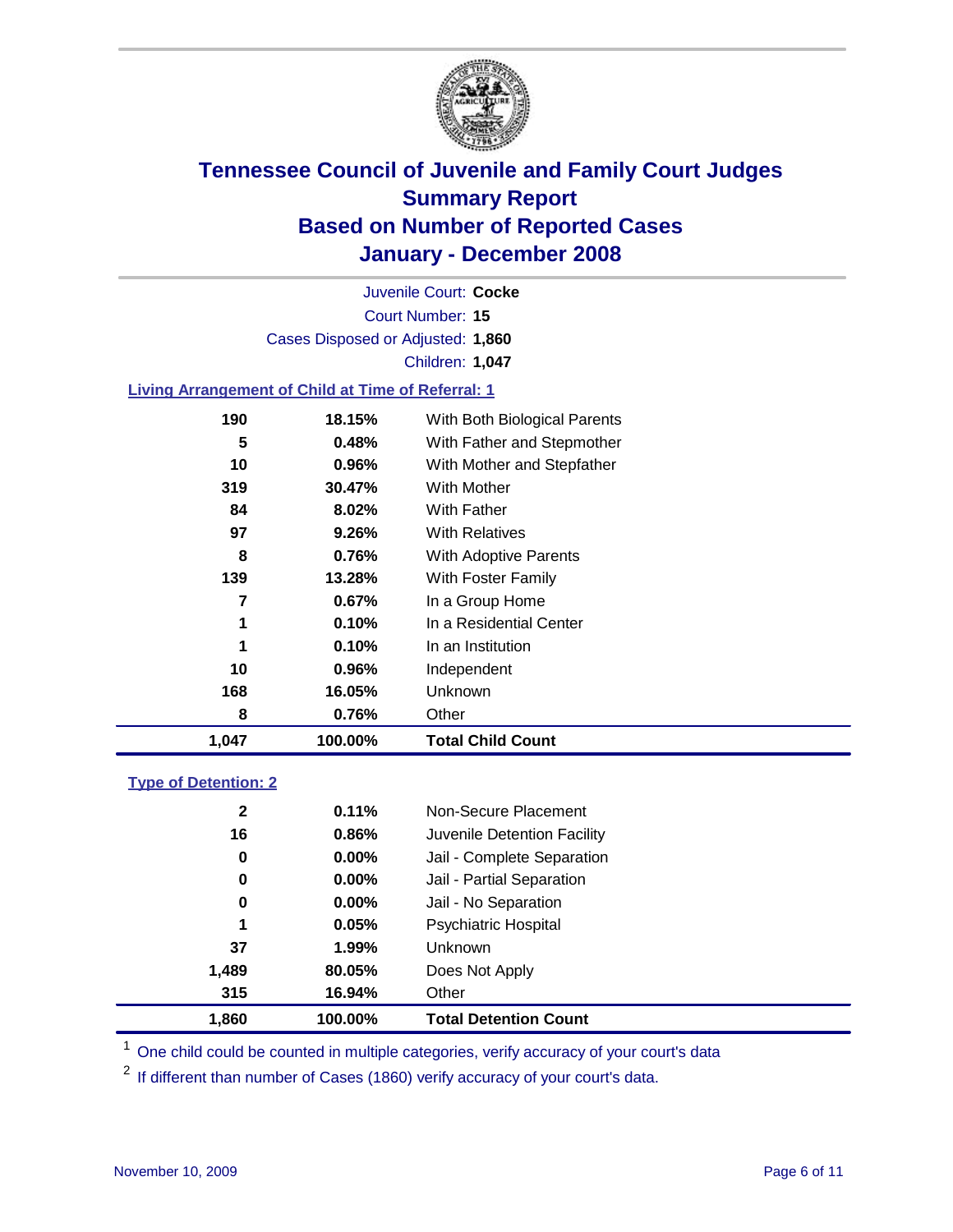# Tennessee Council of Juvenile and Family Court Judges
## Summary Report
## Based on Number of Reported Cases
## January - December 2008

Juvenile Court: **Cocke**

Court Number: **15**

Cases Disposed or Adjusted: **1,860**

Children: **1,047**

### Living Arrangement of Child at Time of Referral: 1

| | | |
|---|---|---|
| 190 | 18.15% | With Both Biological Parents |
| 5 | 0.48% | With Father and Stepmother |
| 10 | 0.96% | With Mother and Stepfather |
| 319 | 30.47% | With Mother |
| 84 | 8.02% | With Father |
| 97 | 9.26% | With Relatives |
| 8 | 0.76% | With Adoptive Parents |
| 139 | 13.28% | With Foster Family |
| 7 | 0.67% | In a Group Home |
| 1 | 0.10% | In a Residential Center |
| 1 | 0.10% | In an Institution |
| 10 | 0.96% | Independent |
| 168 | 16.05% | Unknown |
| 8 | 0.76% | Other |
| **1,047** | **100.00%** | **Total Child Count** |

### Type of Detention: 2

| | | |
|---|---|---|
| 2 | 0.11% | Non-Secure Placement |
| 16 | 0.86% | Juvenile Detention Facility |
| 0 | 0.00% | Jail - Complete Separation |
| 0 | 0.00% | Jail - Partial Separation |
| 0 | 0.00% | Jail - No Separation |
| 1 | 0.05% | Psychiatric Hospital |
| 37 | 1.99% | Unknown |
| 1,489 | 80.05% | Does Not Apply |
| 315 | 16.94% | Other |
| **1,860** | **100.00%** | **Total Detention Count** |

[1] One child could be counted in multiple categories, verify accuracy of your court's data

[2] If different than number of Cases (1860) verify accuracy of your court's data.

November 10, 2009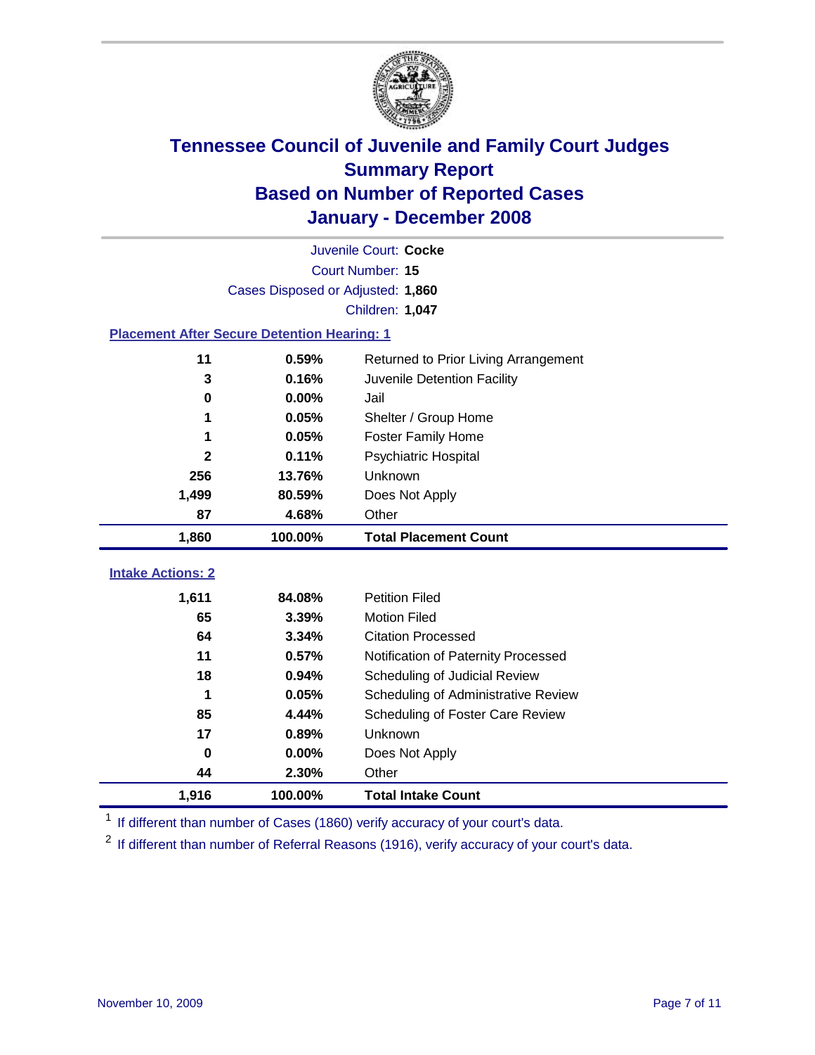# Tennessee Council of Juvenile and Family Court Judges
## Summary Report
## Based on Number of Reported Cases
## January - December 2008

Juvenile Court: **Cocke**

Court Number: **15**

Cases Disposed or Adjusted: **1,860**

Children: **1,047**

### Placement After Secure Detention Hearing: 1

| Count | Percent | Placement |
|---|---|---|
| 11 | 0.59% | Returned to Prior Living Arrangement |
| 3 | 0.16% | Juvenile Detention Facility |
| 0 | 0.00% | Jail |
| 1 | 0.05% | Shelter / Group Home |
| 1 | 0.05% | Foster Family Home |
| 2 | 0.11% | Psychiatric Hospital |
| 256 | 13.76% | Unknown |
| 1,499 | 80.59% | Does Not Apply |
| 87 | 4.68% | Other |
| **1,860** | **100.00%** | **Total Placement Count** |

### Intake Actions: 2

| Count | Percent | Intake Action |
|---|---|---|
| 1,611 | 84.08% | Petition Filed |
| 65 | 3.39% | Motion Filed |
| 64 | 3.34% | Citation Processed |
| 11 | 0.57% | Notification of Paternity Processed |
| 18 | 0.94% | Scheduling of Judicial Review |
| 1 | 0.05% | Scheduling of Administrative Review |
| 85 | 4.44% | Scheduling of Foster Care Review |
| 17 | 0.89% | Unknown |
| 0 | 0.00% | Does Not Apply |
| 44 | 2.30% | Other |
| **1,916** | **100.00%** | **Total Intake Count** |

[1] If different than number of Cases (1860) verify accuracy of your court's data.

[2] If different than number of Referral Reasons (1916), verify accuracy of your court's data.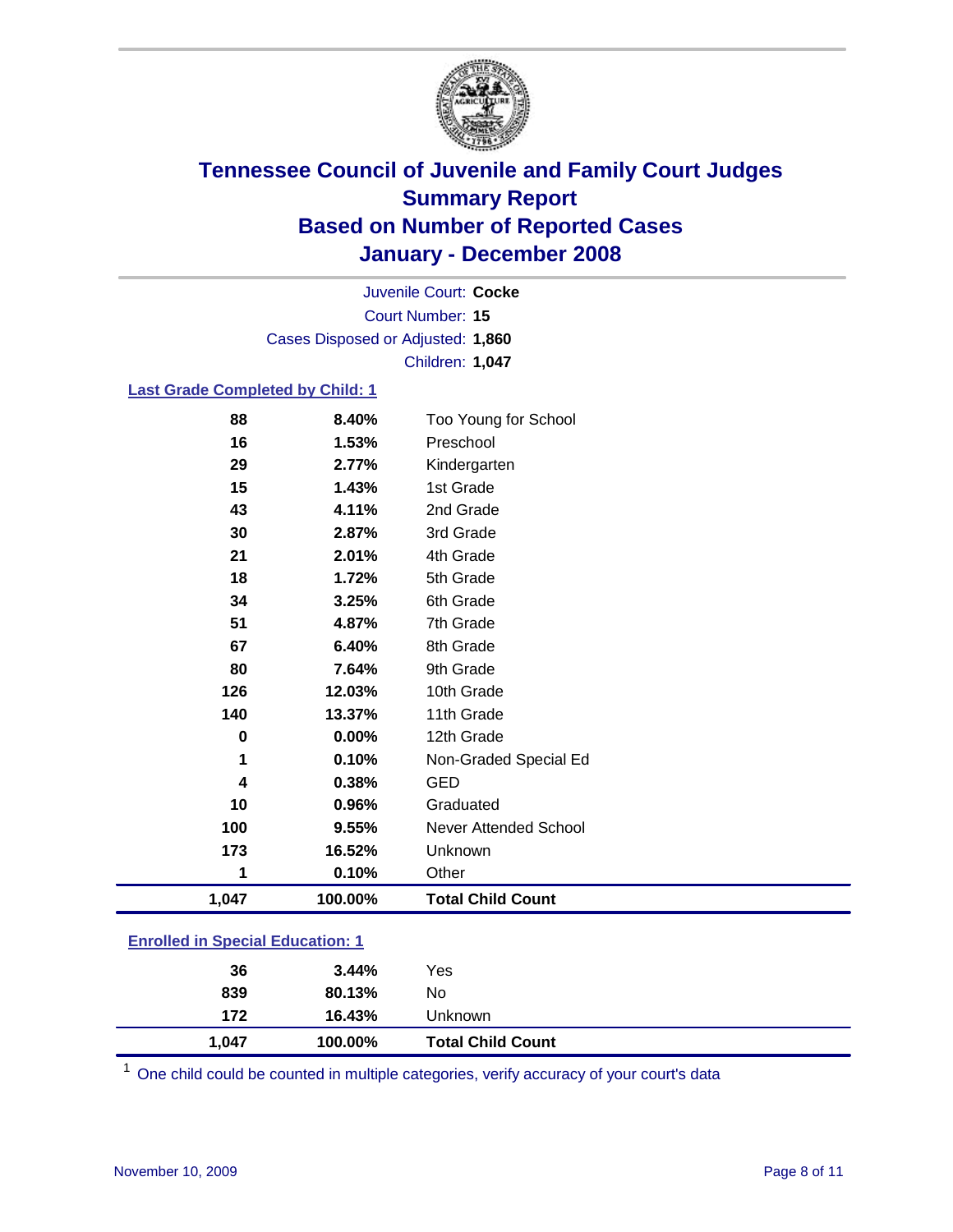# Tennessee Council of Juvenile and Family Court Judges
## Summary Report
## Based on Number of Reported Cases
## January - December 2008

Juvenile Court: **Cocke**
Court Number: **15**
Cases Disposed or Adjusted: **1,860**
Children: **1,047**

### Last Grade Completed by Child: 1

| | | |
|---|---|---|
| 88 | 8.40% | Too Young for School |
| 16 | 1.53% | Preschool |
| 29 | 2.77% | Kindergarten |
| 15 | 1.43% | 1st Grade |
| 43 | 4.11% | 2nd Grade |
| 30 | 2.87% | 3rd Grade |
| 21 | 2.01% | 4th Grade |
| 18 | 1.72% | 5th Grade |
| 34 | 3.25% | 6th Grade |
| 51 | 4.87% | 7th Grade |
| 67 | 6.40% | 8th Grade |
| 80 | 7.64% | 9th Grade |
| 126 | 12.03% | 10th Grade |
| 140 | 13.37% | 11th Grade |
| 0 | 0.00% | 12th Grade |
| 1 | 0.10% | Non-Graded Special Ed |
| 4 | 0.38% | GED |
| 10 | 0.96% | Graduated |
| 100 | 9.55% | Never Attended School |
| 173 | 16.52% | Unknown |
| 1 | 0.10% | Other |
| **1,047** | **100.00%** | **Total Child Count** |

### Enrolled in Special Education: 1

| | | |
|---|---|---|
| 36 | 3.44% | Yes |
| 839 | 80.13% | No |
| 172 | 16.43% | Unknown |
| **1,047** | **100.00%** | **Total Child Count** |

[1] One child could be counted in multiple categories, verify accuracy of your court's data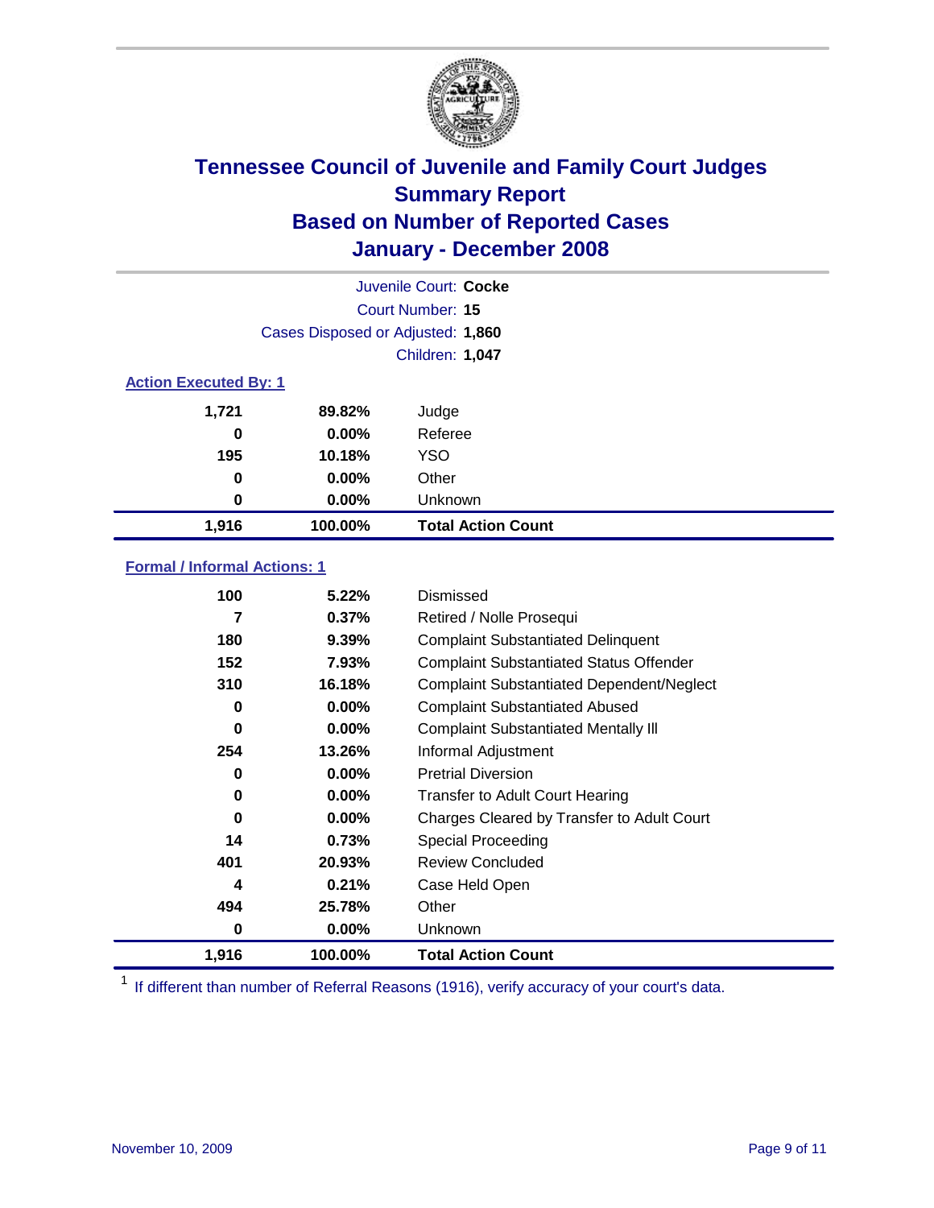# Tennessee Council of Juvenile and Family Court Judges
## Summary Report
## Based on Number of Reported Cases
## January - December 2008

| | |
|---|---|
| Juvenile Court: | **Cocke** |
| Court Number: | **15** |
| Cases Disposed or Adjusted: | **1,860** |
| Children: | **1,047** |

### Action Executed By: 1

| | | |
|---|---|---|
| 1,721 | 89.82% | Judge |
| 0 | 0.00% | Referee |
| 195 | 10.18% | YSO |
| 0 | 0.00% | Other |
| 0 | 0.00% | Unknown |
| **1,916** | **100.00%** | **Total Action Count** |

### Formal / Informal Actions: 1

| | | |
|---|---|---|
| 100 | 5.22% | Dismissed |
| 7 | 0.37% | Retired / Nolle Prosequi |
| 180 | 9.39% | Complaint Substantiated Delinquent |
| 152 | 7.93% | Complaint Substantiated Status Offender |
| 310 | 16.18% | Complaint Substantiated Dependent/Neglect |
| 0 | 0.00% | Complaint Substantiated Abused |
| 0 | 0.00% | Complaint Substantiated Mentally Ill |
| 254 | 13.26% | Informal Adjustment |
| 0 | 0.00% | Pretrial Diversion |
| 0 | 0.00% | Transfer to Adult Court Hearing |
| 0 | 0.00% | Charges Cleared by Transfer to Adult Court |
| 14 | 0.73% | Special Proceeding |
| 401 | 20.93% | Review Concluded |
| 4 | 0.21% | Case Held Open |
| 494 | 25.78% | Other |
| 0 | 0.00% | Unknown |
| **1,916** | **100.00%** | **Total Action Count** |

[1] If different than number of Referral Reasons (1916), verify accuracy of your court's data.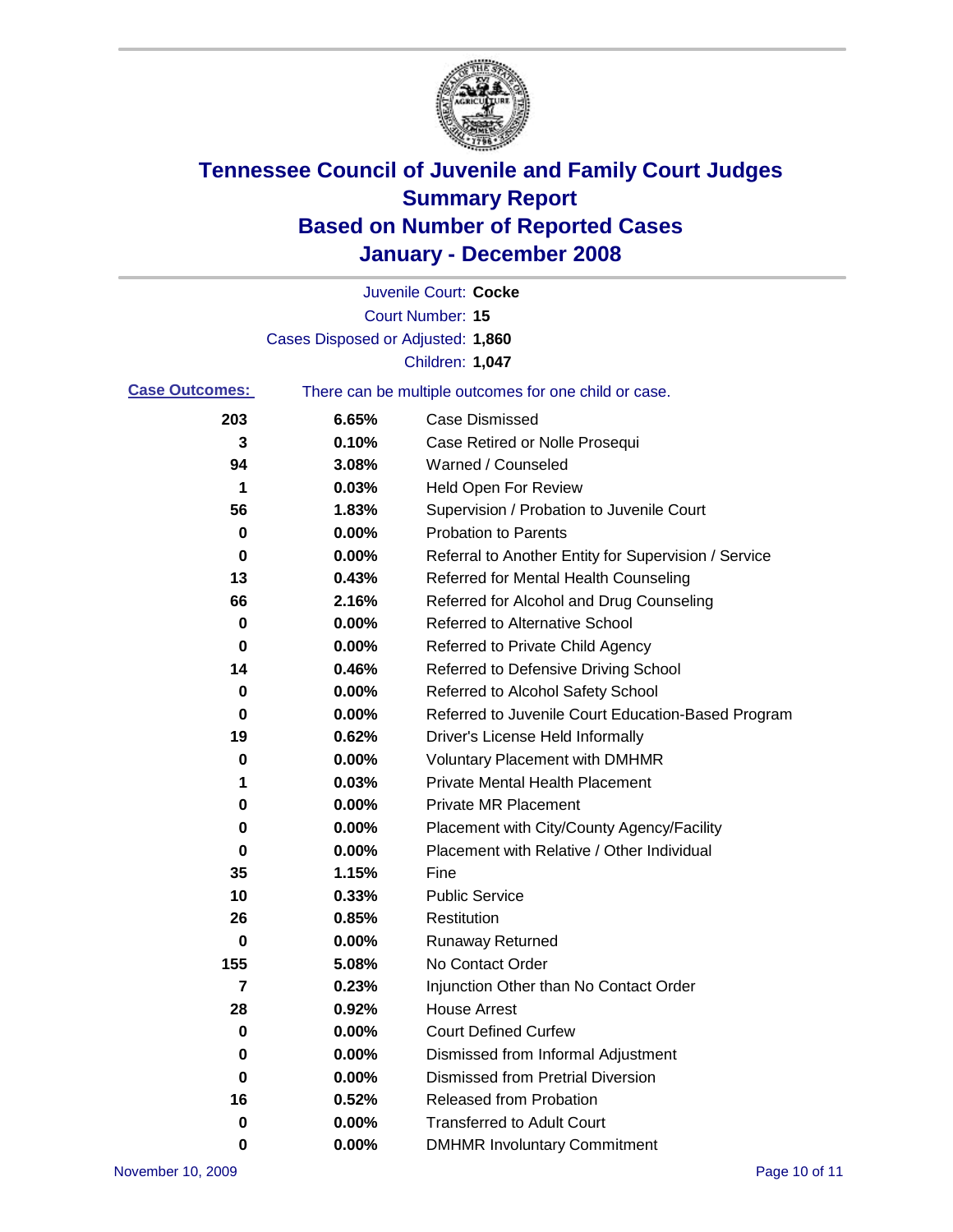# Tennessee Council of Juvenile and Family Court Judges
## Summary Report
## Based on Number of Reported Cases
## January - December 2008

Juvenile Court: **Cocke**
Court Number: **15**
Cases Disposed or Adjusted: **1,860**
Children: **1,047**

**Case Outcomes:** There can be multiple outcomes for one child or case.

| | | |
|---|---|---|
| 203 | 6.65% | Case Dismissed |
| 3 | 0.10% | Case Retired or Nolle Prosequi |
| 94 | 3.08% | Warned / Counseled |
| 1 | 0.03% | Held Open For Review |
| 56 | 1.83% | Supervision / Probation to Juvenile Court |
| 0 | 0.00% | Probation to Parents |
| 0 | 0.00% | Referral to Another Entity for Supervision / Service |
| 13 | 0.43% | Referred for Mental Health Counseling |
| 66 | 2.16% | Referred for Alcohol and Drug Counseling |
| 0 | 0.00% | Referred to Alternative School |
| 0 | 0.00% | Referred to Private Child Agency |
| 14 | 0.46% | Referred to Defensive Driving School |
| 0 | 0.00% | Referred to Alcohol Safety School |
| 0 | 0.00% | Referred to Juvenile Court Education-Based Program |
| 19 | 0.62% | Driver's License Held Informally |
| 0 | 0.00% | Voluntary Placement with DMHMR |
| 1 | 0.03% | Private Mental Health Placement |
| 0 | 0.00% | Private MR Placement |
| 0 | 0.00% | Placement with City/County Agency/Facility |
| 0 | 0.00% | Placement with Relative / Other Individual |
| 35 | 1.15% | Fine |
| 10 | 0.33% | Public Service |
| 26 | 0.85% | Restitution |
| 0 | 0.00% | Runaway Returned |
| 155 | 5.08% | No Contact Order |
| 7 | 0.23% | Injunction Other than No Contact Order |
| 28 | 0.92% | House Arrest |
| 0 | 0.00% | Court Defined Curfew |
| 0 | 0.00% | Dismissed from Informal Adjustment |
| 0 | 0.00% | Dismissed from Pretrial Diversion |
| 16 | 0.52% | Released from Probation |
| 0 | 0.00% | Transferred to Adult Court |
| 0 | 0.00% | DMHMR Involuntary Commitment |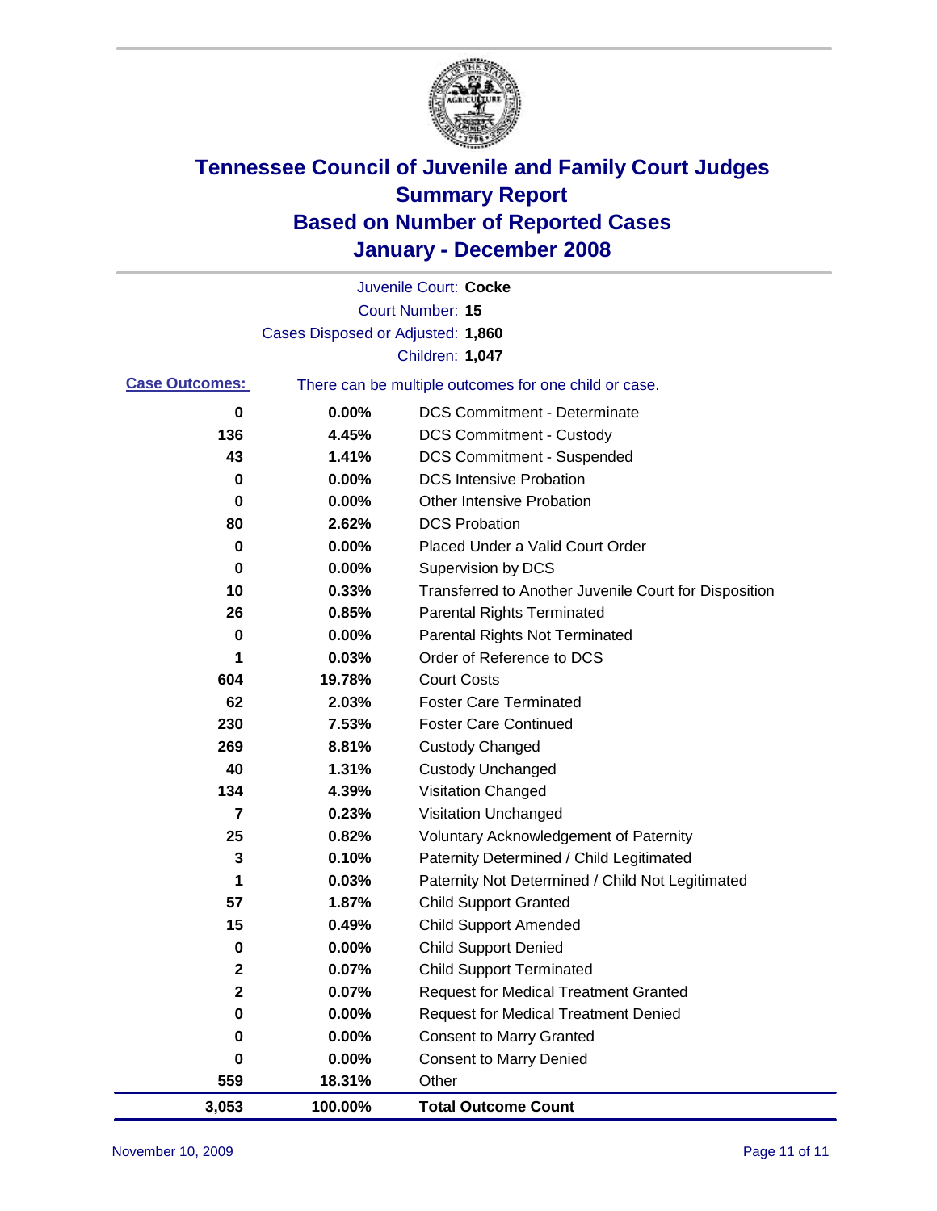# Tennessee Council of Juvenile and Family Court Judges
# Summary Report
# Based on Number of Reported Cases
# January - December 2008

Juvenile Court: **Cocke**
Court Number: **15**
Cases Disposed or Adjusted: **1,860**
Children: **1,047**

**Case Outcomes:** There can be multiple outcomes for one child or case.

| | | |
|---|---|---|
| 0 | 0.00% | DCS Commitment - Determinate |
| 136 | 4.45% | DCS Commitment - Custody |
| 43 | 1.41% | DCS Commitment - Suspended |
| 0 | 0.00% | DCS Intensive Probation |
| 0 | 0.00% | Other Intensive Probation |
| 80 | 2.62% | DCS Probation |
| 0 | 0.00% | Placed Under a Valid Court Order |
| 0 | 0.00% | Supervision by DCS |
| 10 | 0.33% | Transferred to Another Juvenile Court for Disposition |
| 26 | 0.85% | Parental Rights Terminated |
| 0 | 0.00% | Parental Rights Not Terminated |
| 1 | 0.03% | Order of Reference to DCS |
| 604 | 19.78% | Court Costs |
| 62 | 2.03% | Foster Care Terminated |
| 230 | 7.53% | Foster Care Continued |
| 269 | 8.81% | Custody Changed |
| 40 | 1.31% | Custody Unchanged |
| 134 | 4.39% | Visitation Changed |
| 7 | 0.23% | Visitation Unchanged |
| 25 | 0.82% | Voluntary Acknowledgement of Paternity |
| 3 | 0.10% | Paternity Determined / Child Legitimated |
| 1 | 0.03% | Paternity Not Determined / Child Not Legitimated |
| 57 | 1.87% | Child Support Granted |
| 15 | 0.49% | Child Support Amended |
| 0 | 0.00% | Child Support Denied |
| 2 | 0.07% | Child Support Terminated |
| 2 | 0.07% | Request for Medical Treatment Granted |
| 0 | 0.00% | Request for Medical Treatment Denied |
| 0 | 0.00% | Consent to Marry Granted |
| 0 | 0.00% | Consent to Marry Denied |
| 559 | 18.31% | Other |
| **3,053** | **100.00%** | **Total Outcome Count** |